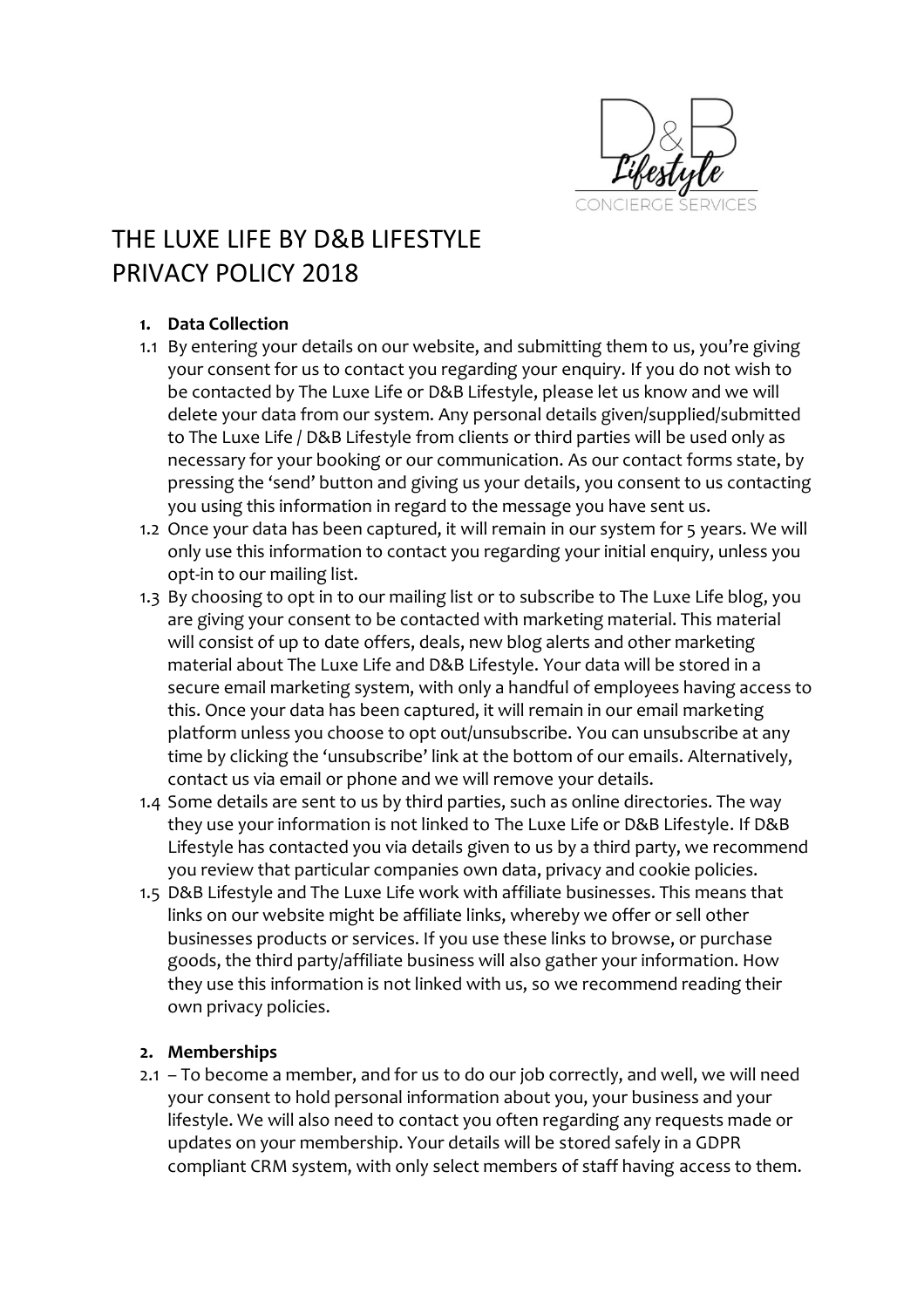# THE LUXE LIFE BY D&B LIFESTYLE
# PRIVACY POLICY 2018

## 1. Data Collection

1.1 By entering your details on our website, and submitting them to us, you're giving your consent for us to contact you regarding your enquiry. If you do not wish to be contacted by The Luxe Life or D&B Lifestyle, please let us know and we will delete your data from our system. Any personal details given/supplied/submitted to The Luxe Life / D&B Lifestyle from clients or third parties will be used only as necessary for your booking or our communication. As our contact forms state, by pressing the 'send' button and giving us your details, you consent to us contacting you using this information in regard to the message you have sent us.

1.2 Once your data has been captured, it will remain in our system for 5 years. We will only use this information to contact you regarding your initial enquiry, unless you opt-in to our mailing list.

1.3 By choosing to opt in to our mailing list or to subscribe to The Luxe Life blog, you are giving your consent to be contacted with marketing material. This material will consist of up to date offers, deals, new blog alerts and other marketing material about The Luxe Life and D&B Lifestyle. Your data will be stored in a secure email marketing system, with only a handful of employees having access to this. Once your data has been captured, it will remain in our email marketing platform unless you choose to opt out/unsubscribe. You can unsubscribe at any time by clicking the 'unsubscribe' link at the bottom of our emails. Alternatively, contact us via email or phone and we will remove your details.

1.4 Some details are sent to us by third parties, such as online directories. The way they use your information is not linked to The Luxe Life or D&B Lifestyle. If D&B Lifestyle has contacted you via details given to us by a third party, we recommend you review that particular companies own data, privacy and cookie policies.

1.5 D&B Lifestyle and The Luxe Life work with affiliate businesses. This means that links on our website might be affiliate links, whereby we offer or sell other businesses products or services. If you use these links to browse, or purchase goods, the third party/affiliate business will also gather your information. How they use this information is not linked with us, so we recommend reading their own privacy policies.

## 2. Memberships

2.1 – To become a member, and for us to do our job correctly, and well, we will need your consent to hold personal information about you, your business and your lifestyle. We will also need to contact you often regarding any requests made or updates on your membership. Your details will be stored safely in a GDPR compliant CRM system, with only select members of staff having access to them.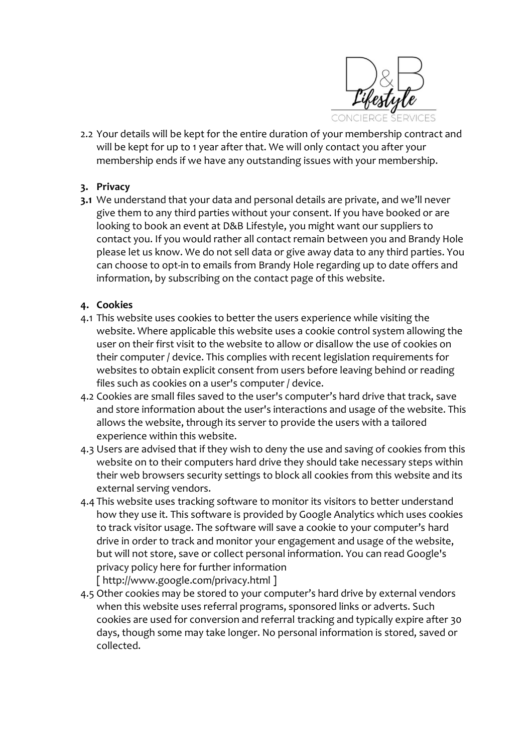2.2 Your details will be kept for the entire duration of your membership contract and will be kept for up to 1 year after that. We will only contact you after your membership ends if we have any outstanding issues with your membership.

**3. Privacy**

**3.1** We understand that your data and personal details are private, and we'll never give them to any third parties without your consent. If you have booked or are looking to book an event at D&B Lifestyle, you might want our suppliers to contact you. If you would rather all contact remain between you and Brandy Hole please let us know. We do not sell data or give away data to any third parties. You can choose to opt-in to emails from Brandy Hole regarding up to date offers and information, by subscribing on the contact page of this website.

**4. Cookies**

4.1 This website uses cookies to better the users experience while visiting the website. Where applicable this website uses a cookie control system allowing the user on their first visit to the website to allow or disallow the use of cookies on their computer / device. This complies with recent legislation requirements for websites to obtain explicit consent from users before leaving behind or reading files such as cookies on a user's computer / device.

4.2 Cookies are small files saved to the user's computer's hard drive that track, save and store information about the user's interactions and usage of the website. This allows the website, through its server to provide the users with a tailored experience within this website.

4.3 Users are advised that if they wish to deny the use and saving of cookies from this website on to their computers hard drive they should take necessary steps within their web browsers security settings to block all cookies from this website and its external serving vendors.

4.4 This website uses tracking software to monitor its visitors to better understand how they use it. This software is provided by Google Analytics which uses cookies to track visitor usage. The software will save a cookie to your computer's hard drive in order to track and monitor your engagement and usage of the website, but will not store, save or collect personal information. You can read Google's privacy policy here for further information
[ http://www.google.com/privacy.html ]

4.5 Other cookies may be stored to your computer's hard drive by external vendors when this website uses referral programs, sponsored links or adverts. Such cookies are used for conversion and referral tracking and typically expire after 30 days, though some may take longer. No personal information is stored, saved or collected.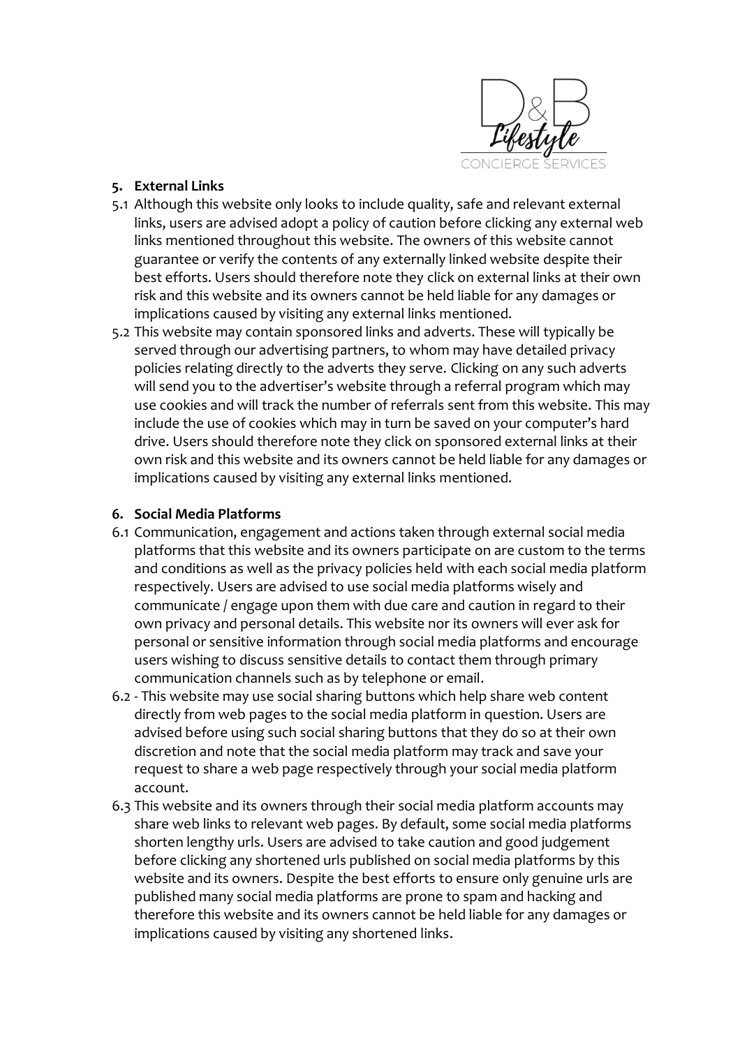## 5. External Links

5.1 Although this website only looks to include quality, safe and relevant external links, users are advised adopt a policy of caution before clicking any external web links mentioned throughout this website. The owners of this website cannot guarantee or verify the contents of any externally linked website despite their best efforts. Users should therefore note they click on external links at their own risk and this website and its owners cannot be held liable for any damages or implications caused by visiting any external links mentioned.

5.2 This website may contain sponsored links and adverts. These will typically be served through our advertising partners, to whom may have detailed privacy policies relating directly to the adverts they serve. Clicking on any such adverts will send you to the advertiser's website through a referral program which may use cookies and will track the number of referrals sent from this website. This may include the use of cookies which may in turn be saved on your computer's hard drive. Users should therefore note they click on sponsored external links at their own risk and this website and its owners cannot be held liable for any damages or implications caused by visiting any external links mentioned.

## 6. Social Media Platforms

6.1 Communication, engagement and actions taken through external social media platforms that this website and its owners participate on are custom to the terms and conditions as well as the privacy policies held with each social media platform respectively. Users are advised to use social media platforms wisely and communicate / engage upon them with due care and caution in regard to their own privacy and personal details. This website nor its owners will ever ask for personal or sensitive information through social media platforms and encourage users wishing to discuss sensitive details to contact them through primary communication channels such as by telephone or email.

6.2 - This website may use social sharing buttons which help share web content directly from web pages to the social media platform in question. Users are advised before using such social sharing buttons that they do so at their own discretion and note that the social media platform may track and save your request to share a web page respectively through your social media platform account.

6.3 This website and its owners through their social media platform accounts may share web links to relevant web pages. By default, some social media platforms shorten lengthy urls. Users are advised to take caution and good judgement before clicking any shortened urls published on social media platforms by this website and its owners. Despite the best efforts to ensure only genuine urls are published many social media platforms are prone to spam and hacking and therefore this website and its owners cannot be held liable for any damages or implications caused by visiting any shortened links.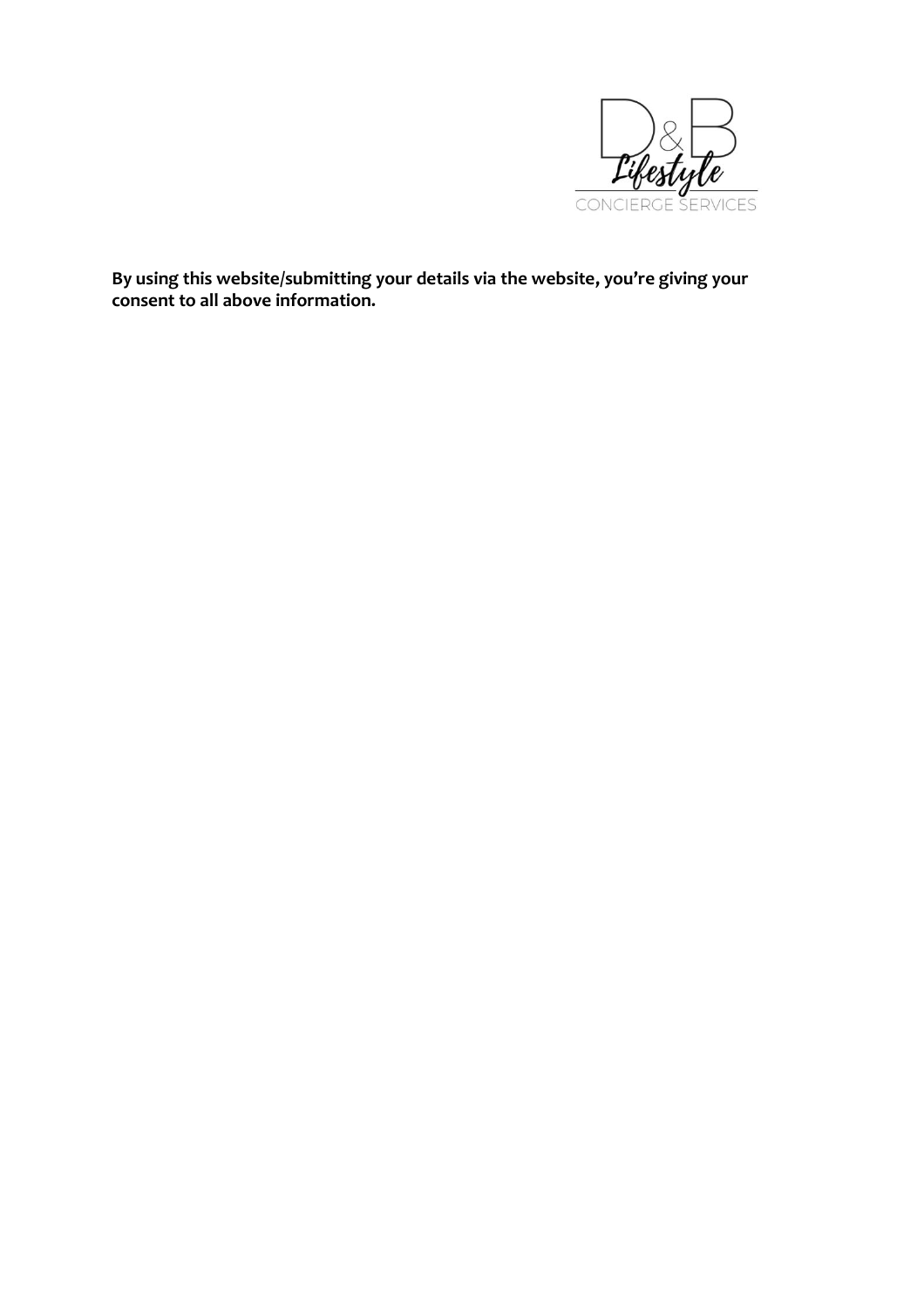**By using this website/submitting your details via the website, you're giving your consent to all above information.**